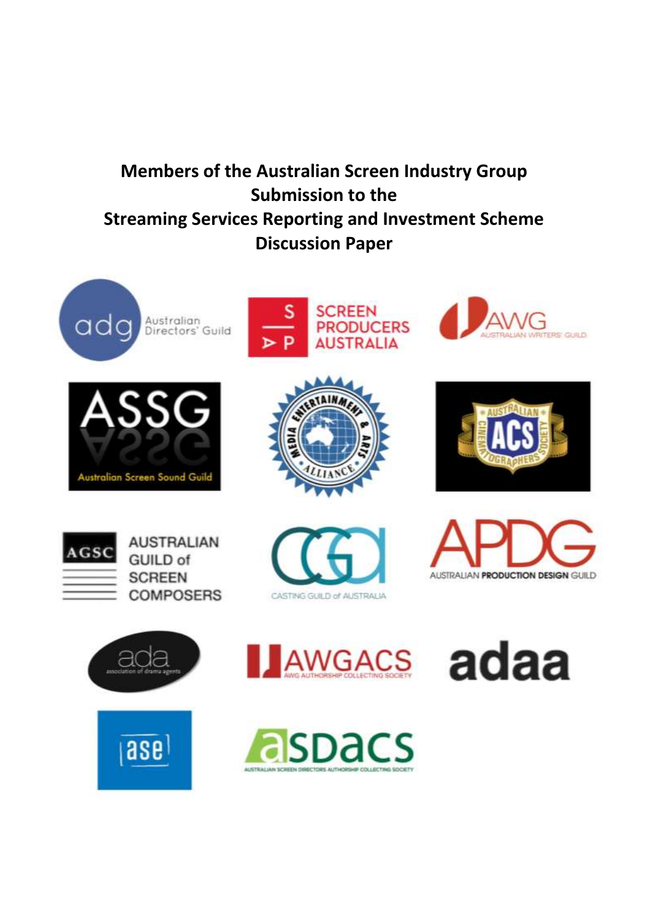# Members of the Australian Screen Industry Group Submission to the Streaming Services Reporting and Investment Scheme Discussion Paper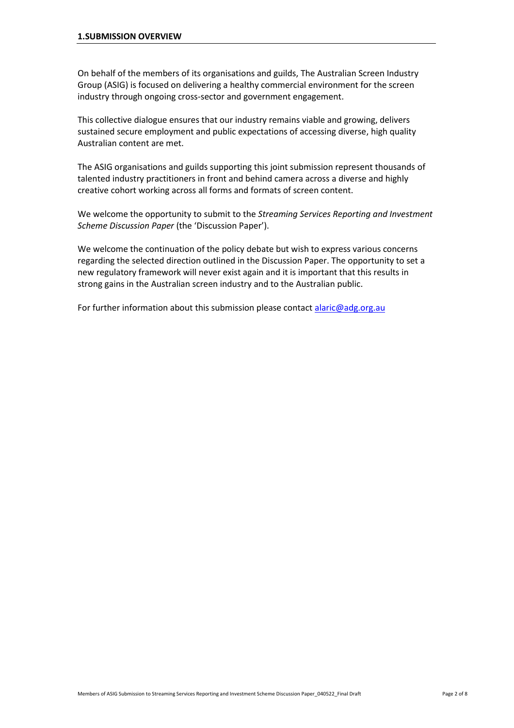## 1.SUBMISSION OVERVIEW

On behalf of the members of its organisations and guilds, The Australian Screen Industry Group (ASIG) is focused on delivering a healthy commercial environment for the screen industry through ongoing cross-sector and government engagement.

This collective dialogue ensures that our industry remains viable and growing, delivers sustained secure employment and public expectations of accessing diverse, high quality Australian content are met.

The ASIG organisations and guilds supporting this joint submission represent thousands of talented industry practitioners in front and behind camera across a diverse and highly creative cohort working across all forms and formats of screen content.

We welcome the opportunity to submit to the *Streaming Services Reporting and Investment Scheme Discussion Paper* (the 'Discussion Paper').

We welcome the continuation of the policy debate but wish to express various concerns regarding the selected direction outlined in the Discussion Paper. The opportunity to set a new regulatory framework will never exist again and it is important that this results in strong gains in the Australian screen industry and to the Australian public.

For further information about this submission please contact alaric@adg.org.au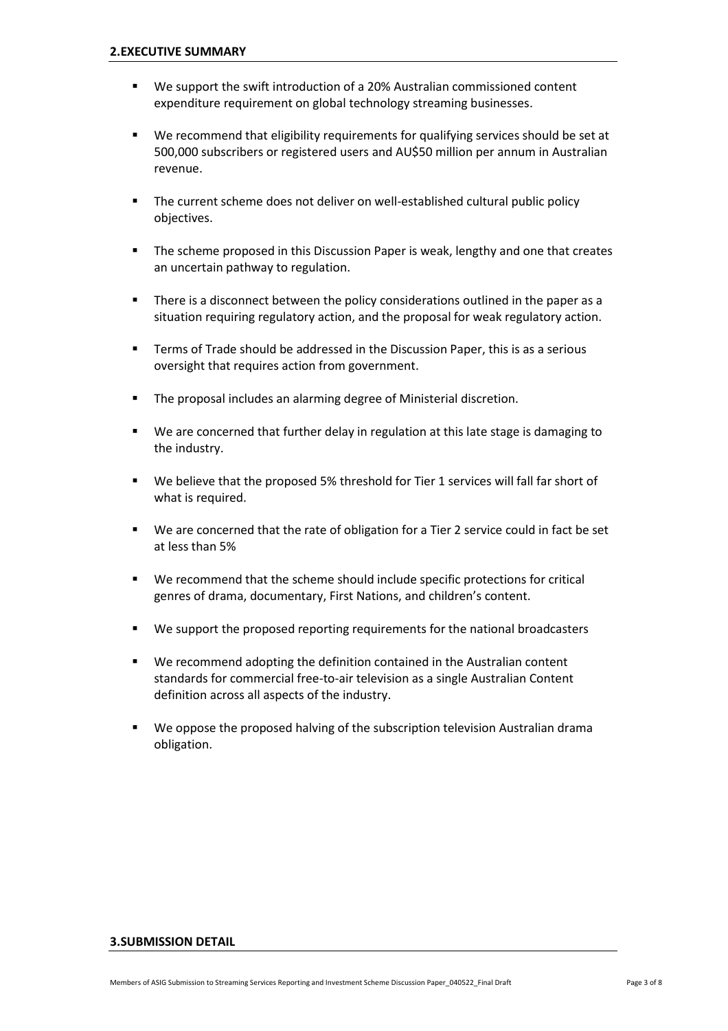## 2.EXECUTIVE SUMMARY

- We support the swift introduction of a 20% Australian commissioned content expenditure requirement on global technology streaming businesses.
- We recommend that eligibility requirements for qualifying services should be set at 500,000 subscribers or registered users and AU$50 million per annum in Australian revenue.
- The current scheme does not deliver on well-established cultural public policy objectives.
- The scheme proposed in this Discussion Paper is weak, lengthy and one that creates an uncertain pathway to regulation.
- There is a disconnect between the policy considerations outlined in the paper as a situation requiring regulatory action, and the proposal for weak regulatory action.
- Terms of Trade should be addressed in the Discussion Paper, this is as a serious oversight that requires action from government.
- The proposal includes an alarming degree of Ministerial discretion.
- We are concerned that further delay in regulation at this late stage is damaging to the industry.
- We believe that the proposed 5% threshold for Tier 1 services will fall far short of what is required.
- We are concerned that the rate of obligation for a Tier 2 service could in fact be set at less than 5%
- We recommend that the scheme should include specific protections for critical genres of drama, documentary, First Nations, and children's content.
- We support the proposed reporting requirements for the national broadcasters
- We recommend adopting the definition contained in the Australian content standards for commercial free-to-air television as a single Australian Content definition across all aspects of the industry.
- We oppose the proposed halving of the subscription television Australian drama obligation.

## 3.SUBMISSION DETAIL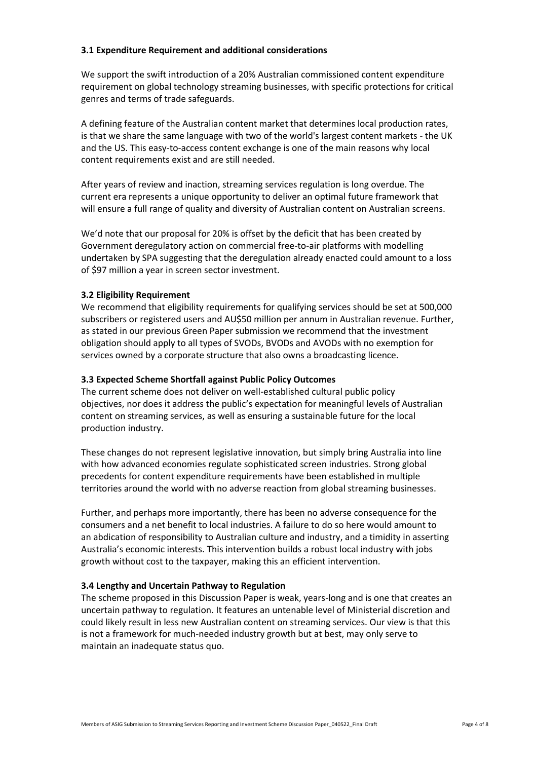### 3.1 Expenditure Requirement and additional considerations

We support the swift introduction of a 20% Australian commissioned content expenditure requirement on global technology streaming businesses, with specific protections for critical genres and terms of trade safeguards.

A defining feature of the Australian content market that determines local production rates, is that we share the same language with two of the world's largest content markets - the UK and the US. This easy-to-access content exchange is one of the main reasons why local content requirements exist and are still needed.

After years of review and inaction, streaming services regulation is long overdue. The current era represents a unique opportunity to deliver an optimal future framework that will ensure a full range of quality and diversity of Australian content on Australian screens.

We'd note that our proposal for 20% is offset by the deficit that has been created by Government deregulatory action on commercial free-to-air platforms with modelling undertaken by SPA suggesting that the deregulation already enacted could amount to a loss of $97 million a year in screen sector investment.

### 3.2 Eligibility Requirement

We recommend that eligibility requirements for qualifying services should be set at 500,000 subscribers or registered users and AU$50 million per annum in Australian revenue. Further, as stated in our previous Green Paper submission we recommend that the investment obligation should apply to all types of SVODs, BVODs and AVODs with no exemption for services owned by a corporate structure that also owns a broadcasting licence.

### 3.3 Expected Scheme Shortfall against Public Policy Outcomes

The current scheme does not deliver on well-established cultural public policy objectives, nor does it address the public's expectation for meaningful levels of Australian content on streaming services, as well as ensuring a sustainable future for the local production industry.

These changes do not represent legislative innovation, but simply bring Australia into line with how advanced economies regulate sophisticated screen industries. Strong global precedents for content expenditure requirements have been established in multiple territories around the world with no adverse reaction from global streaming businesses.

Further, and perhaps more importantly, there has been no adverse consequence for the consumers and a net benefit to local industries. A failure to do so here would amount to an abdication of responsibility to Australian culture and industry, and a timidity in asserting Australia's economic interests. This intervention builds a robust local industry with jobs growth without cost to the taxpayer, making this an efficient intervention.

### 3.4 Lengthy and Uncertain Pathway to Regulation

The scheme proposed in this Discussion Paper is weak, years-long and is one that creates an uncertain pathway to regulation. It features an untenable level of Ministerial discretion and could likely result in less new Australian content on streaming services. Our view is that this is not a framework for much-needed industry growth but at best, may only serve to maintain an inadequate status quo.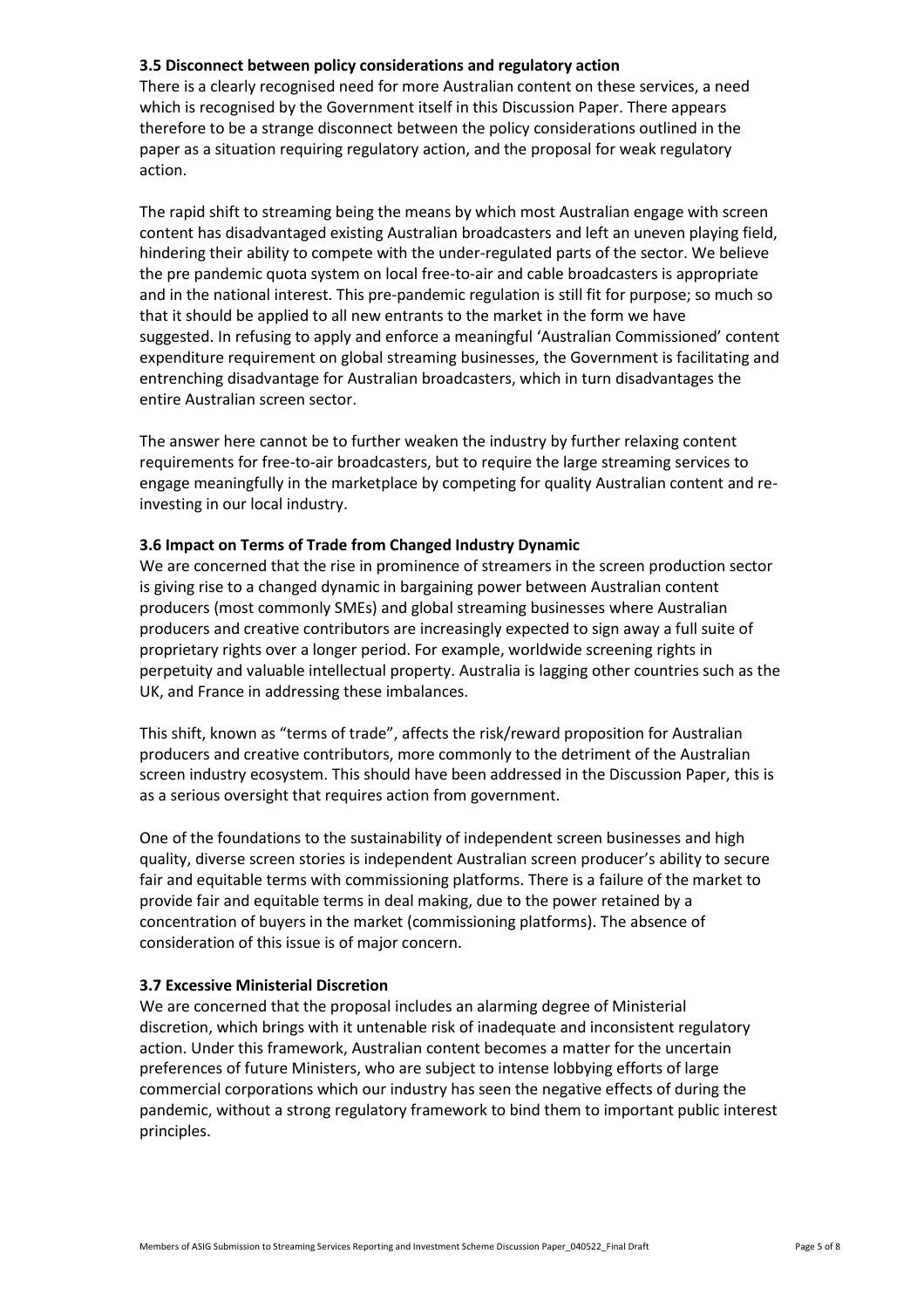**3.5 Disconnect between policy considerations and regulatory action**

There is a clearly recognised need for more Australian content on these services, a need which is recognised by the Government itself in this Discussion Paper. There appears therefore to be a strange disconnect between the policy considerations outlined in the paper as a situation requiring regulatory action, and the proposal for weak regulatory action.

The rapid shift to streaming being the means by which most Australian engage with screen content has disadvantaged existing Australian broadcasters and left an uneven playing field, hindering their ability to compete with the under-regulated parts of the sector. We believe the pre pandemic quota system on local free-to-air and cable broadcasters is appropriate and in the national interest. This pre-pandemic regulation is still fit for purpose; so much so that it should be applied to all new entrants to the market in the form we have suggested. In refusing to apply and enforce a meaningful 'Australian Commissioned' content expenditure requirement on global streaming businesses, the Government is facilitating and entrenching disadvantage for Australian broadcasters, which in turn disadvantages the entire Australian screen sector.

The answer here cannot be to further weaken the industry by further relaxing content requirements for free-to-air broadcasters, but to require the large streaming services to engage meaningfully in the marketplace by competing for quality Australian content and re-investing in our local industry.

**3.6 Impact on Terms of Trade from Changed Industry Dynamic**

We are concerned that the rise in prominence of streamers in the screen production sector is giving rise to a changed dynamic in bargaining power between Australian content producers (most commonly SMEs) and global streaming businesses where Australian producers and creative contributors are increasingly expected to sign away a full suite of proprietary rights over a longer period. For example, worldwide screening rights in perpetuity and valuable intellectual property. Australia is lagging other countries such as the UK, and France in addressing these imbalances.

This shift, known as "terms of trade", affects the risk/reward proposition for Australian producers and creative contributors, more commonly to the detriment of the Australian screen industry ecosystem. This should have been addressed in the Discussion Paper, this is as a serious oversight that requires action from government.

One of the foundations to the sustainability of independent screen businesses and high quality, diverse screen stories is independent Australian screen producer's ability to secure fair and equitable terms with commissioning platforms. There is a failure of the market to provide fair and equitable terms in deal making, due to the power retained by a concentration of buyers in the market (commissioning platforms). The absence of consideration of this issue is of major concern.

**3.7 Excessive Ministerial Discretion**

We are concerned that the proposal includes an alarming degree of Ministerial discretion, which brings with it untenable risk of inadequate and inconsistent regulatory action. Under this framework, Australian content becomes a matter for the uncertain preferences of future Ministers, who are subject to intense lobbying efforts of large commercial corporations which our industry has seen the negative effects of during the pandemic, without a strong regulatory framework to bind them to important public interest principles.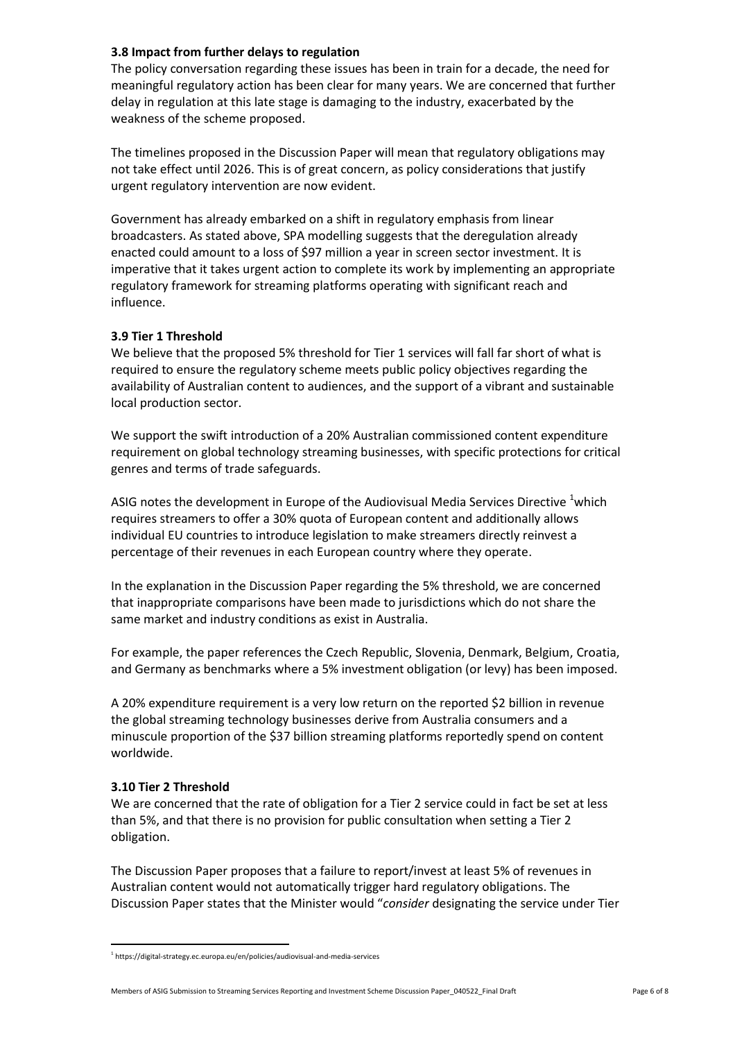### 3.8 Impact from further delays to regulation

The policy conversation regarding these issues has been in train for a decade, the need for meaningful regulatory action has been clear for many years. We are concerned that further delay in regulation at this late stage is damaging to the industry, exacerbated by the weakness of the scheme proposed.

The timelines proposed in the Discussion Paper will mean that regulatory obligations may not take effect until 2026. This is of great concern, as policy considerations that justify urgent regulatory intervention are now evident.

Government has already embarked on a shift in regulatory emphasis from linear broadcasters. As stated above, SPA modelling suggests that the deregulation already enacted could amount to a loss of $97 million a year in screen sector investment. It is imperative that it takes urgent action to complete its work by implementing an appropriate regulatory framework for streaming platforms operating with significant reach and influence.

### 3.9 Tier 1 Threshold

We believe that the proposed 5% threshold for Tier 1 services will fall far short of what is required to ensure the regulatory scheme meets public policy objectives regarding the availability of Australian content to audiences, and the support of a vibrant and sustainable local production sector.

We support the swift introduction of a 20% Australian commissioned content expenditure requirement on global technology streaming businesses, with specific protections for critical genres and terms of trade safeguards.

ASIG notes the development in Europe of the Audiovisual Media Services Directive [1]which requires streamers to offer a 30% quota of European content and additionally allows individual EU countries to introduce legislation to make streamers directly reinvest a percentage of their revenues in each European country where they operate.

In the explanation in the Discussion Paper regarding the 5% threshold, we are concerned that inappropriate comparisons have been made to jurisdictions which do not share the same market and industry conditions as exist in Australia.

For example, the paper references the Czech Republic, Slovenia, Denmark, Belgium, Croatia, and Germany as benchmarks where a 5% investment obligation (or levy) has been imposed.

A 20% expenditure requirement is a very low return on the reported $2 billion in revenue the global streaming technology businesses derive from Australia consumers and a minuscule proportion of the $37 billion streaming platforms reportedly spend on content worldwide.

### 3.10 Tier 2 Threshold

We are concerned that the rate of obligation for a Tier 2 service could in fact be set at less than 5%, and that there is no provision for public consultation when setting a Tier 2 obligation.

The Discussion Paper proposes that a failure to report/invest at least 5% of revenues in Australian content would not automatically trigger hard regulatory obligations. The Discussion Paper states that the Minister would "*consider* designating the service under Tier

[1] https://digital-strategy.ec.europa.eu/en/policies/audiovisual-and-media-services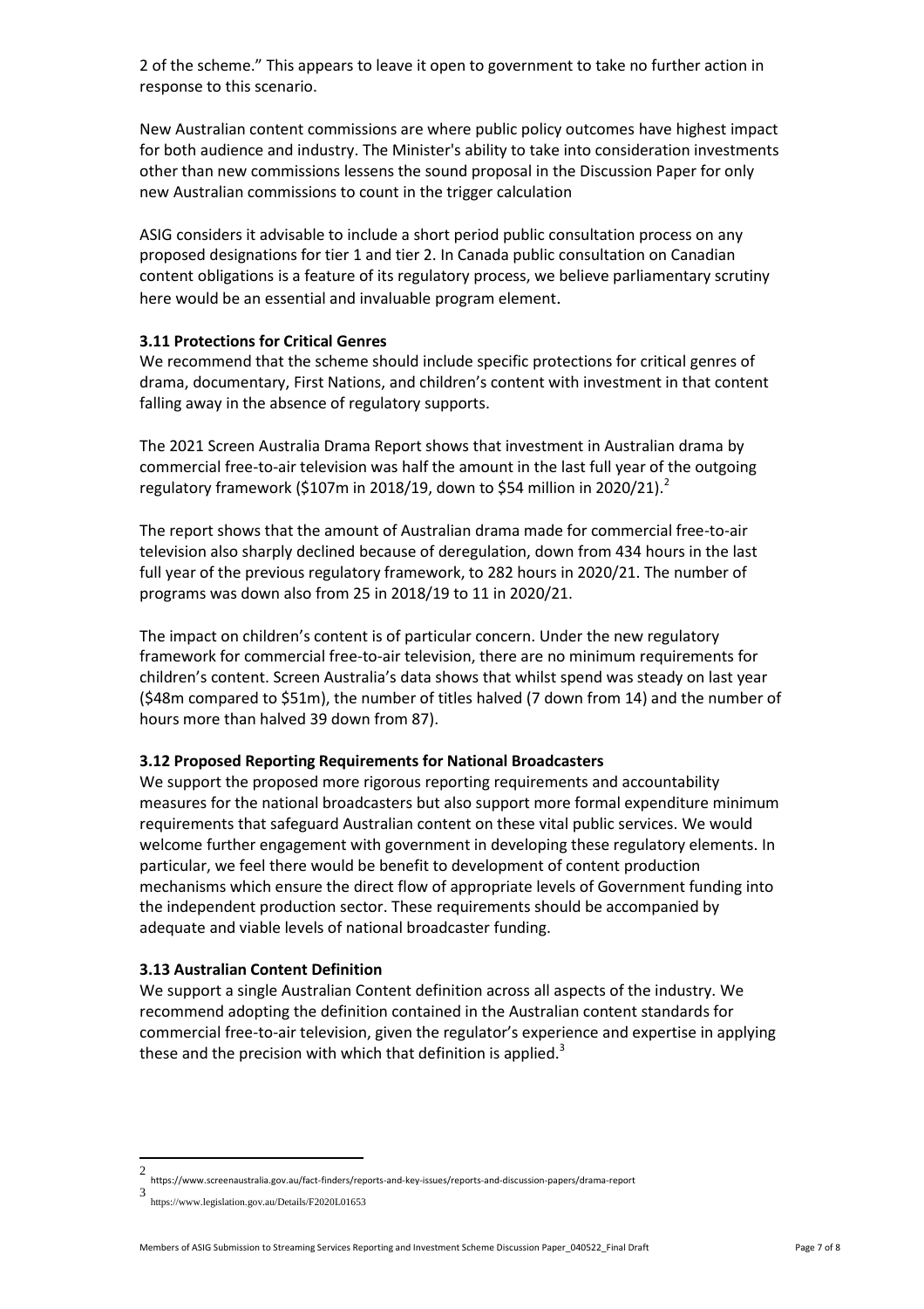2 of the scheme." This appears to leave it open to government to take no further action in response to this scenario.

New Australian content commissions are where public policy outcomes have highest impact for both audience and industry. The Minister's ability to take into consideration investments other than new commissions lessens the sound proposal in the Discussion Paper for only new Australian commissions to count in the trigger calculation

ASIG considers it advisable to include a short period public consultation process on any proposed designations for tier 1 and tier 2. In Canada public consultation on Canadian content obligations is a feature of its regulatory process, we believe parliamentary scrutiny here would be an essential and invaluable program element.

**3.11 Protections for Critical Genres**

We recommend that the scheme should include specific protections for critical genres of drama, documentary, First Nations, and children's content with investment in that content falling away in the absence of regulatory supports.

The 2021 Screen Australia Drama Report shows that investment in Australian drama by commercial free-to-air television was half the amount in the last full year of the outgoing regulatory framework ($107m in 2018/19, down to $54 million in 2020/21).[2]

The report shows that the amount of Australian drama made for commercial free-to-air television also sharply declined because of deregulation, down from 434 hours in the last full year of the previous regulatory framework, to 282 hours in 2020/21. The number of programs was down also from 25 in 2018/19 to 11 in 2020/21.

The impact on children's content is of particular concern. Under the new regulatory framework for commercial free-to-air television, there are no minimum requirements for children's content. Screen Australia's data shows that whilst spend was steady on last year ($48m compared to $51m), the number of titles halved (7 down from 14) and the number of hours more than halved 39 down from 87).

**3.12 Proposed Reporting Requirements for National Broadcasters**

We support the proposed more rigorous reporting requirements and accountability measures for the national broadcasters but also support more formal expenditure minimum requirements that safeguard Australian content on these vital public services. We would welcome further engagement with government in developing these regulatory elements. In particular, we feel there would be benefit to development of content production mechanisms which ensure the direct flow of appropriate levels of Government funding into the independent production sector. These requirements should be accompanied by adequate and viable levels of national broadcaster funding.

**3.13 Australian Content Definition**

We support a single Australian Content definition across all aspects of the industry. We recommend adopting the definition contained in the Australian content standards for commercial free-to-air television, given the regulator's experience and expertise in applying these and the precision with which that definition is applied.[3]

---

[2] https://www.screenaustralia.gov.au/fact-finders/reports-and-key-issues/reports-and-discussion-papers/drama-report

[3] https://www.legislation.gov.au/Details/F2020L01653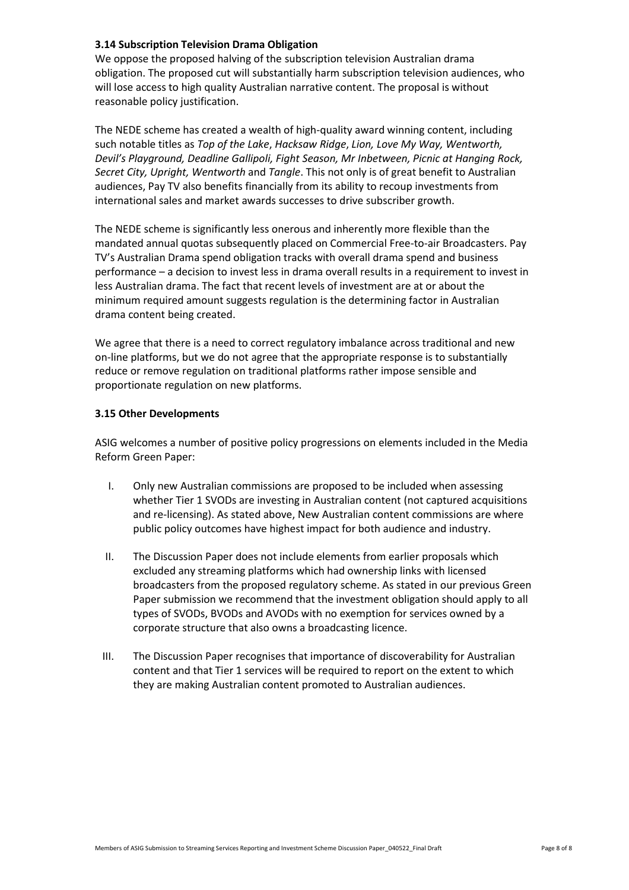### 3.14 Subscription Television Drama Obligation

We oppose the proposed halving of the subscription television Australian drama obligation. The proposed cut will substantially harm subscription television audiences, who will lose access to high quality Australian narrative content. The proposal is without reasonable policy justification.

The NEDE scheme has created a wealth of high-quality award winning content, including such notable titles as *Top of the Lake*, *Hacksaw Ridge*, *Lion, Love My Way, Wentworth, Devil's Playground, Deadline Gallipoli, Fight Season, Mr Inbetween, Picnic at Hanging Rock, Secret City, Upright, Wentworth* and *Tangle*. This not only is of great benefit to Australian audiences, Pay TV also benefits financially from its ability to recoup investments from international sales and market awards successes to drive subscriber growth.

The NEDE scheme is significantly less onerous and inherently more flexible than the mandated annual quotas subsequently placed on Commercial Free-to-air Broadcasters. Pay TV's Australian Drama spend obligation tracks with overall drama spend and business performance – a decision to invest less in drama overall results in a requirement to invest in less Australian drama. The fact that recent levels of investment are at or about the minimum required amount suggests regulation is the determining factor in Australian drama content being created.

We agree that there is a need to correct regulatory imbalance across traditional and new on-line platforms, but we do not agree that the appropriate response is to substantially reduce or remove regulation on traditional platforms rather impose sensible and proportionate regulation on new platforms.

### 3.15 Other Developments

ASIG welcomes a number of positive policy progressions on elements included in the Media Reform Green Paper:

I. Only new Australian commissions are proposed to be included when assessing whether Tier 1 SVODs are investing in Australian content (not captured acquisitions and re-licensing). As stated above, New Australian content commissions are where public policy outcomes have highest impact for both audience and industry.

II. The Discussion Paper does not include elements from earlier proposals which excluded any streaming platforms which had ownership links with licensed broadcasters from the proposed regulatory scheme. As stated in our previous Green Paper submission we recommend that the investment obligation should apply to all types of SVODs, BVODs and AVODs with no exemption for services owned by a corporate structure that also owns a broadcasting licence.

III. The Discussion Paper recognises that importance of discoverability for Australian content and that Tier 1 services will be required to report on the extent to which they are making Australian content promoted to Australian audiences.